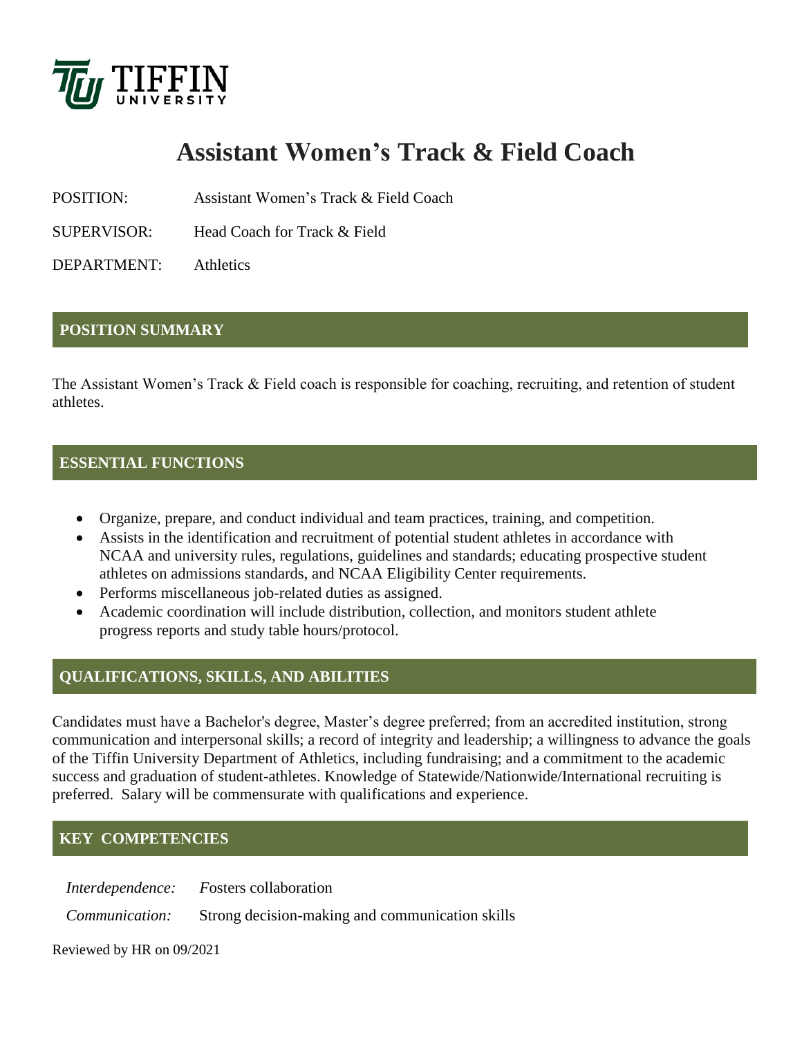TIFFIN UNIVERSITY

# Assistant Women's Track & Field Coach

POSITION: Assistant Women's Track & Field Coach

SUPERVISOR: Head Coach for Track & Field

DEPARTMENT: Athletics

## POSITION SUMMARY

The Assistant Women's Track & Field coach is responsible for coaching, recruiting, and retention of student athletes.

## ESSENTIAL FUNCTIONS

- Organize, prepare, and conduct individual and team practices, training, and competition.
- Assists in the identification and recruitment of potential student athletes in accordance with NCAA and university rules, regulations, guidelines and standards; educating prospective student athletes on admissions standards, and NCAA Eligibility Center requirements.
- Performs miscellaneous job-related duties as assigned.
- Academic coordination will include distribution, collection, and monitors student athlete progress reports and study table hours/protocol.

## QUALIFICATIONS, SKILLS, AND ABILITIES

Candidates must have a Bachelor's degree, Master's degree preferred; from an accredited institution, strong communication and interpersonal skills; a record of integrity and leadership; a willingness to advance the goals of the Tiffin University Department of Athletics, including fundraising; and a commitment to the academic success and graduation of student-athletes. Knowledge of Statewide/Nationwide/International recruiting is preferred. Salary will be commensurate with qualifications and experience.

## KEY COMPETENCIES

*Interdependence:* *F*osters collaboration

*Communication:* Strong decision-making and communication skills

Reviewed by HR on 09/2021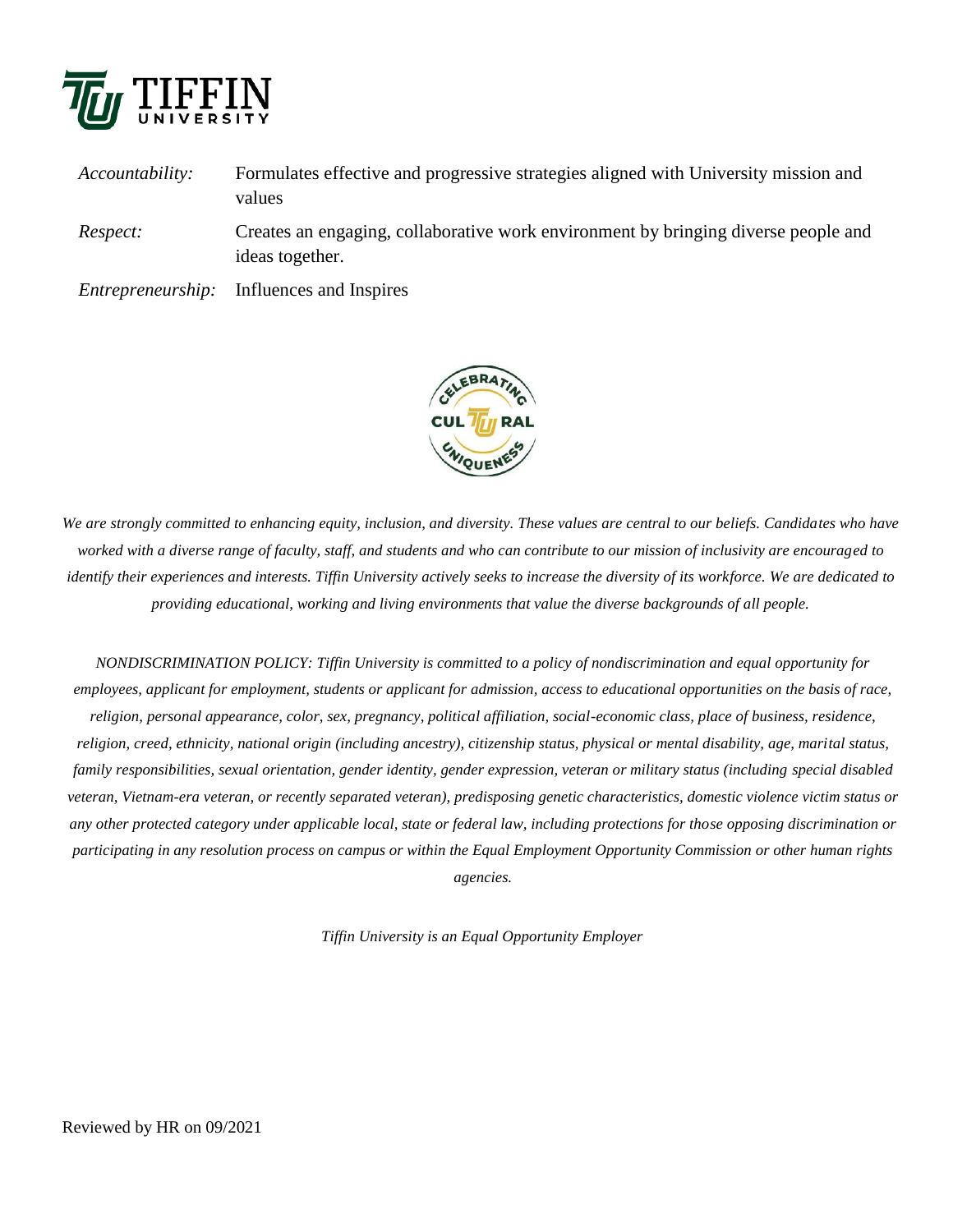| | |
|---|---|
| *Accountability:* | Formulates effective and progressive strategies aligned with University mission and values |
| *Respect:* | Creates an engaging, collaborative work environment by bringing diverse people and ideas together. |
| *Entrepreneurship:* | Influences and Inspires |

*We are strongly committed to enhancing equity, inclusion, and diversity. These values are central to our beliefs. Candidates who have worked with a diverse range of faculty, staff, and students and who can contribute to our mission of inclusivity are encouraged to identify their experiences and interests. Tiffin University actively seeks to increase the diversity of its workforce. We are dedicated to providing educational, working and living environments that value the diverse backgrounds of all people.*

*NONDISCRIMINATION POLICY: Tiffin University is committed to a policy of nondiscrimination and equal opportunity for employees, applicant for employment, students or applicant for admission, access to educational opportunities on the basis of race, religion, personal appearance, color, sex, pregnancy, political affiliation, social-economic class, place of business, residence, religion, creed, ethnicity, national origin (including ancestry), citizenship status, physical or mental disability, age, marital status, family responsibilities, sexual orientation, gender identity, gender expression, veteran or military status (including special disabled veteran, Vietnam-era veteran, or recently separated veteran), predisposing genetic characteristics, domestic violence victim status or any other protected category under applicable local, state or federal law, including protections for those opposing discrimination or participating in any resolution process on campus or within the Equal Employment Opportunity Commission or other human rights agencies.*

*Tiffin University is an Equal Opportunity Employer*

Reviewed by HR on 09/2021